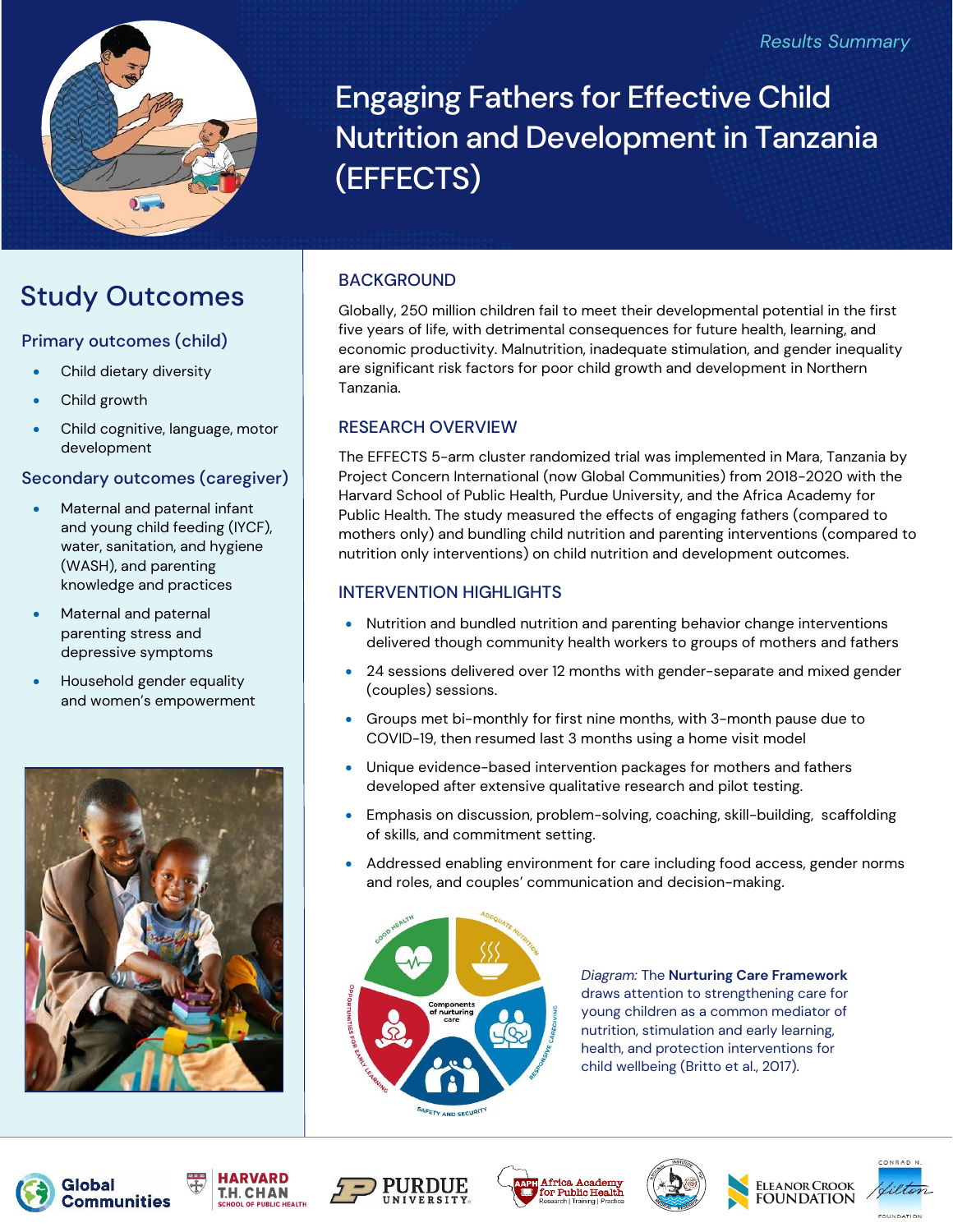*Results Summary*

# Engaging Fathers for Effective Child Nutrition and Development in Tanzania (EFFECTS)

## Study Outcomes

### Primary outcomes (child)

- Child dietary diversity
- Child growth
- Child cognitive, language, motor development

### Secondary outcomes (caregiver)

- Maternal and paternal infant and young child feeding (IYCF), water, sanitation, and hygiene (WASH), and parenting knowledge and practices
- Maternal and paternal parenting stress and depressive symptoms
- Household gender equality and women's empowerment

## BACKGROUND

Globally, 250 million children fail to meet their developmental potential in the first five years of life, with detrimental consequences for future health, learning, and economic productivity. Malnutrition, inadequate stimulation, and gender inequality are significant risk factors for poor child growth and development in Northern Tanzania.

## RESEARCH OVERVIEW

The EFFECTS 5-arm cluster randomized trial was implemented in Mara, Tanzania by Project Concern International (now Global Communities) from 2018-2020 with the Harvard School of Public Health, Purdue University, and the Africa Academy for Public Health. The study measured the effects of engaging fathers (compared to mothers only) and bundling child nutrition and parenting interventions (compared to nutrition only interventions) on child nutrition and development outcomes.

## INTERVENTION HIGHLIGHTS

- Nutrition and bundled nutrition and parenting behavior change interventions delivered though community health workers to groups of mothers and fathers
- 24 sessions delivered over 12 months with gender-separate and mixed gender (couples) sessions.
- Groups met bi-monthly for first nine months, with 3-month pause due to COVID-19, then resumed last 3 months using a home visit model
- Unique evidence-based intervention packages for mothers and fathers developed after extensive qualitative research and pilot testing.
- Emphasis on discussion, problem-solving, coaching, skill-building, scaffolding of skills, and commitment setting.
- Addressed enabling environment for care including food access, gender norms and roles, and couples' communication and decision-making.

*Diagram:* The **Nurturing Care Framework** draws attention to strengthening care for young children as a common mediator of nutrition, stimulation and early learning, health, and protection interventions for child wellbeing (Britto et al., 2017).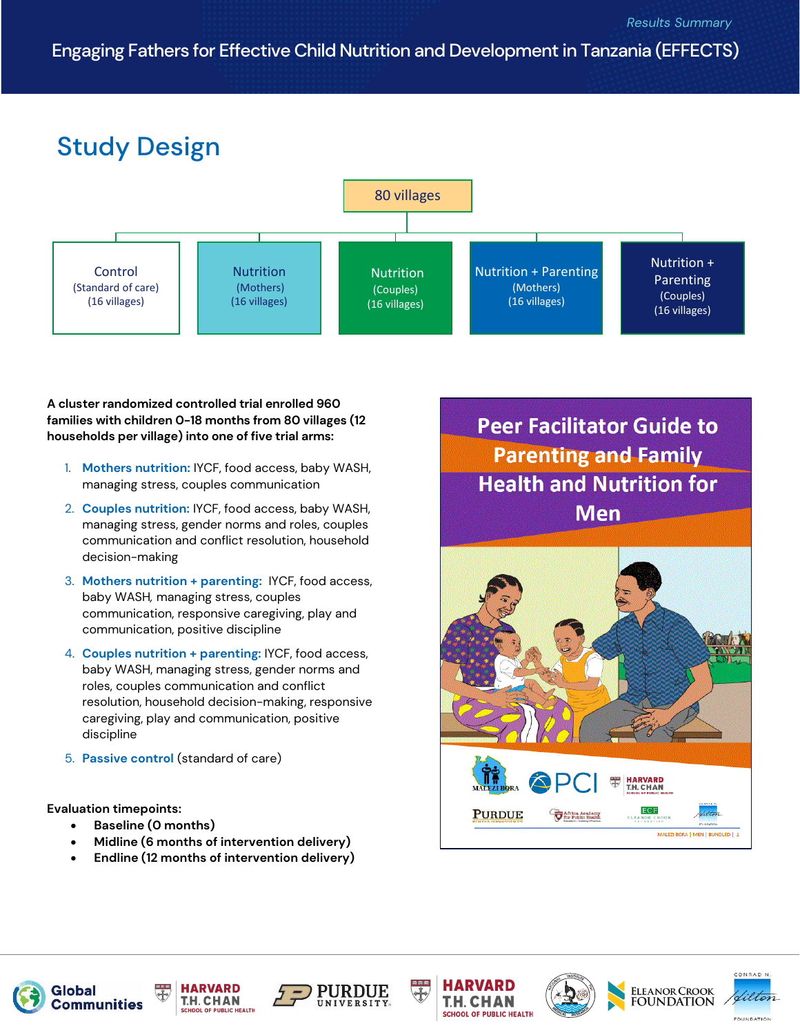Results Summary

# Engaging Fathers for Effective Child Nutrition and Development in Tanzania (EFFECTS)

## Study Design

80 villages

- Control (Standard of care) (16 villages)
- Nutrition (Mothers) (16 villages)
- Nutrition (Couples) (16 villages)
- Nutrition + Parenting (Mothers) (16 villages)
- Nutrition + Parenting (Couples) (16 villages)

**A cluster randomized controlled trial enrolled 960 families with children 0-18 months from 80 villages (12 households per village) into one of five trial arms:**

1. **Mothers nutrition:** IYCF, food access, baby WASH, managing stress, couples communication
2. **Couples nutrition:** IYCF, food access, baby WASH, managing stress, gender norms and roles, couples communication and conflict resolution, household decision-making
3. **Mothers nutrition + parenting:** IYCF, food access, baby WASH, managing stress, couples communication, responsive caregiving, play and communication, positive discipline
4. **Couples nutrition + parenting:** IYCF, food access, baby WASH, managing stress, gender norms and roles, couples communication and conflict resolution, household decision-making, responsive caregiving, play and communication, positive discipline
5. **Passive control** (standard of care)

**Evaluation timepoints:**

- **Baseline (0 months)**
- **Midline (6 months of intervention delivery)**
- **Endline (12 months of intervention delivery)**

Peer Facilitator Guide to Parenting and Family Health and Nutrition for Men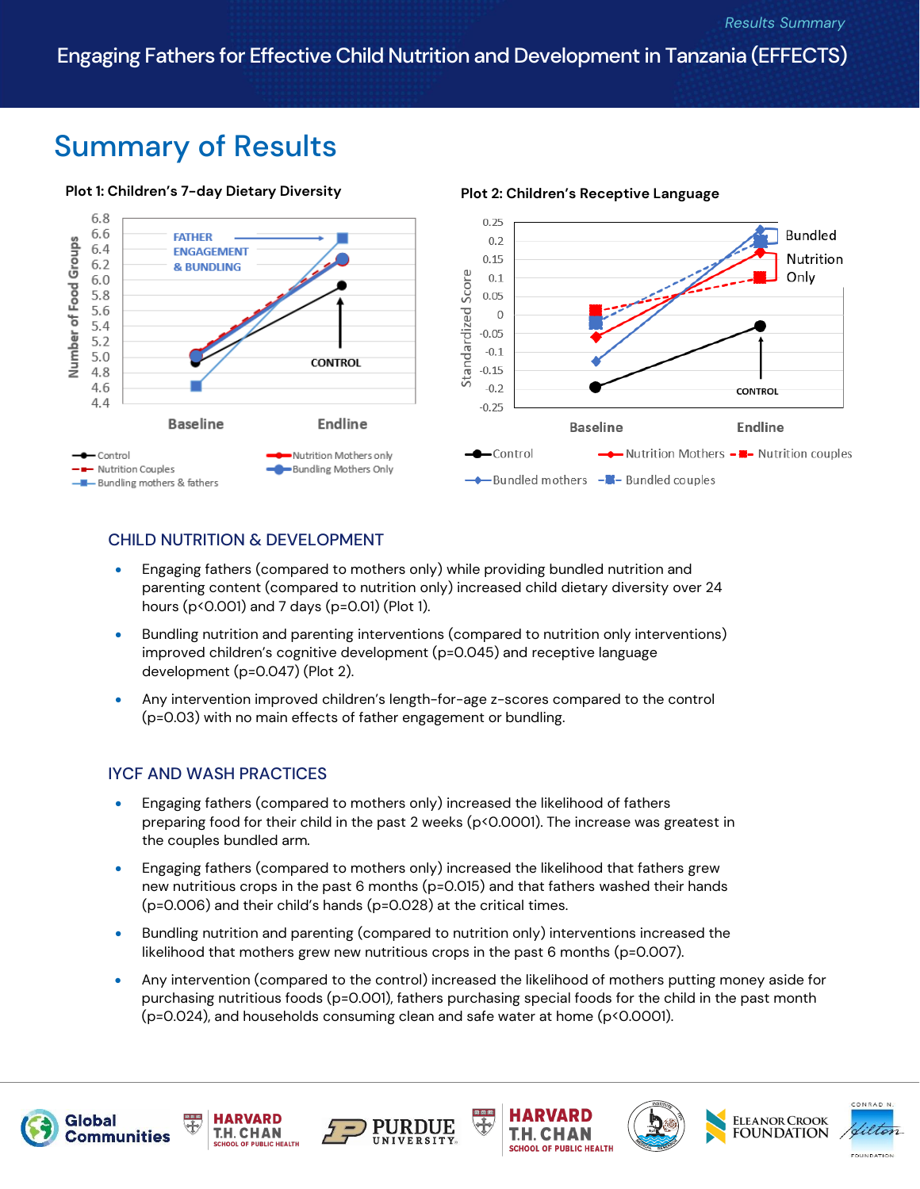# Summary of Results

**Plot 1: Children's 7-day Dietary Diversity**

**Plot 2: Children's Receptive Language**

## CHILD NUTRITION & DEVELOPMENT

- Engaging fathers (compared to mothers only) while providing bundled nutrition and parenting content (compared to nutrition only) increased child dietary diversity over 24 hours (p<0.001) and 7 days (p=0.01) (Plot 1).
- Bundling nutrition and parenting interventions (compared to nutrition only interventions) improved children's cognitive development (p=0.045) and receptive language development (p=0.047) (Plot 2).
- Any intervention improved children's length-for-age z-scores compared to the control (p=0.03) with no main effects of father engagement or bundling.

## IYCF AND WASH PRACTICES

- Engaging fathers (compared to mothers only) increased the likelihood of fathers preparing food for their child in the past 2 weeks (p<0.0001). The increase was greatest in the couples bundled arm.
- Engaging fathers (compared to mothers only) increased the likelihood that fathers grew new nutritious crops in the past 6 months (p=0.015) and that fathers washed their hands (p=0.006) and their child's hands (p=0.028) at the critical times.
- Bundling nutrition and parenting (compared to nutrition only) interventions increased the likelihood that mothers grew new nutritious crops in the past 6 months (p=0.007).
- Any intervention (compared to the control) increased the likelihood of mothers putting money aside for purchasing nutritious foods (p=0.001), fathers purchasing special foods for the child in the past month (p=0.024), and households consuming clean and safe water at home (p<0.0001).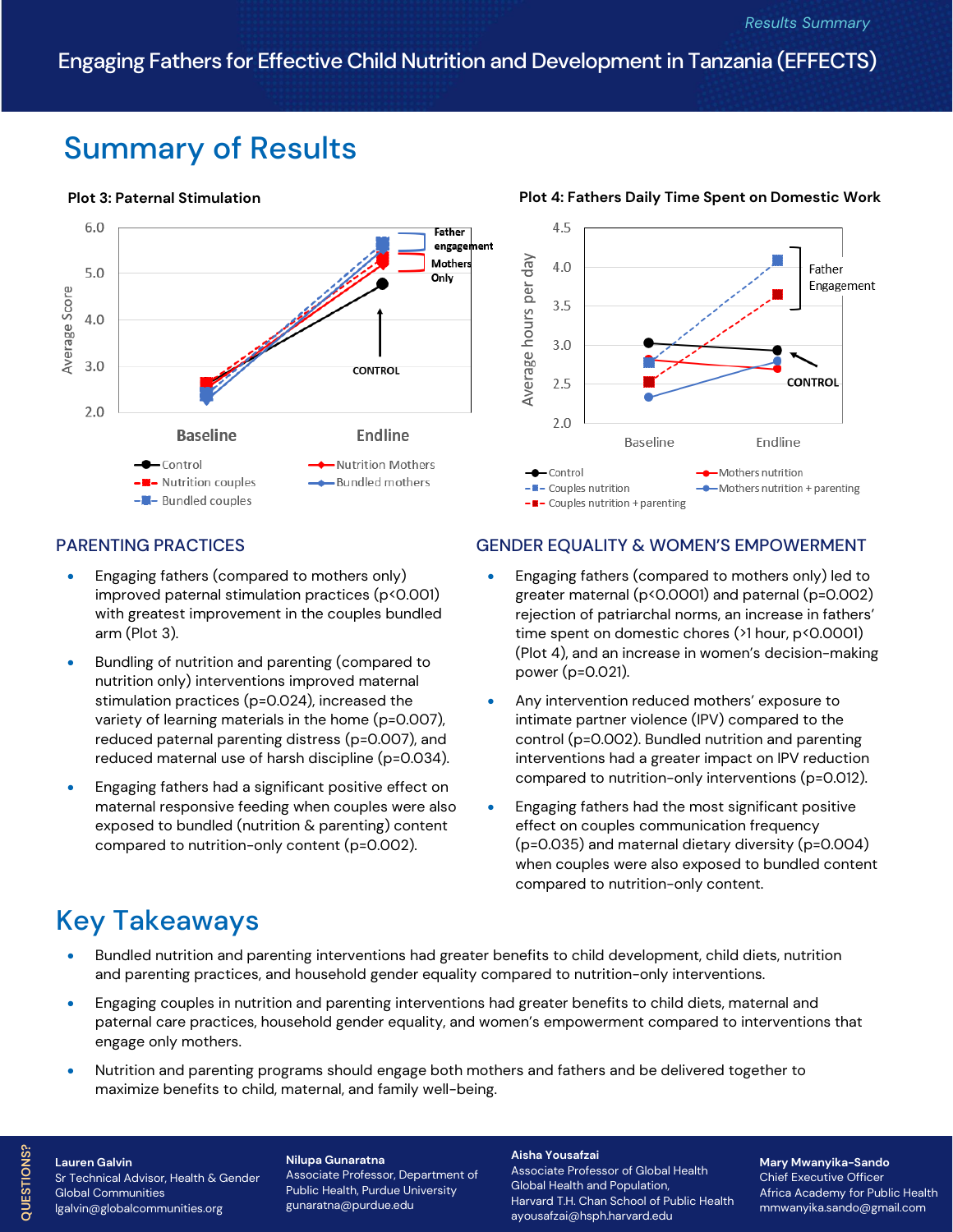Results Summary

# Engaging Fathers for Effective Child Nutrition and Development in Tanzania (EFFECTS)

## Summary of Results

**Plot 3: Paternal Stimulation**

6.0
5.0
4.0
3.0
2.0
Average Score
Baseline
Endline
Father engagement
Mothers Only
CONTROL
Control
Nutrition couples
Bundled couples
Nutrition Mothers
Bundled mothers

**Plot 4: Fathers Daily Time Spent on Domestic Work**

4.5
4.0
3.5
3.0
2.5
2.0
Average hours per day
Baseline
Endline
Father Engagement
CONTROL
Control
Couples nutrition
Couples nutrition + parenting
Mothers nutrition
Mothers nutrition + parenting

### PARENTING PRACTICES

- Engaging fathers (compared to mothers only) improved paternal stimulation practices ($p<0.001$) with greatest improvement in the couples bundled arm (Plot 3).
- Bundling of nutrition and parenting (compared to nutrition only) interventions improved maternal stimulation practices ($p=0.024$), increased the variety of learning materials in the home ($p=0.007$), reduced paternal parenting distress ($p=0.007$), and reduced maternal use of harsh discipline ($p=0.034$).
- Engaging fathers had a significant positive effect on maternal responsive feeding when couples were also exposed to bundled (nutrition & parenting) content compared to nutrition-only content ($p=0.002$).

### GENDER EQUALITY & WOMEN'S EMPOWERMENT

- Engaging fathers (compared to mothers only) led to greater maternal ($p<0.0001$) and paternal ($p=0.002$) rejection of patriarchal norms, an increase in fathers' time spent on domestic chores (>1 hour, $p<0.0001$) (Plot 4), and an increase in women's decision-making power ($p=0.021$).
- Any intervention reduced mothers' exposure to intimate partner violence (IPV) compared to the control ($p=0.002$). Bundled nutrition and parenting interventions had a greater impact on IPV reduction compared to nutrition-only interventions ($p=0.012$).
- Engaging fathers had the most significant positive effect on couples communication frequency ($p=0.035$) and maternal dietary diversity ($p=0.004$) when couples were also exposed to bundled content compared to nutrition-only content.

## Key Takeaways

- Bundled nutrition and parenting interventions had greater benefits to child development, child diets, nutrition and parenting practices, and household gender equality compared to nutrition-only interventions.
- Engaging couples in nutrition and parenting interventions had greater benefits to child diets, maternal and paternal care practices, household gender equality, and women's empowerment compared to interventions that engage only mothers.
- Nutrition and parenting programs should engage both mothers and fathers and be delivered together to maximize benefits to child, maternal, and family well-being.

QUESTIONS?

**Lauren Galvin**
Sr Technical Advisor, Health & Gender
Global Communities
lgalvin@globalcommunities.org

**Nilupa Gunaratna**
Associate Professor, Department of Public Health, Purdue University
gunaratna@purdue.edu

**Aisha Yousafzai**
Associate Professor of Global Health
Global Health and Population,
Harvard T.H. Chan School of Public Health
ayousafzai@hsph.harvard.edu

**Mary Mwanyika-Sando**
Chief Executive Officer
Africa Academy for Public Health
mmwanyika.sando@gmail.com